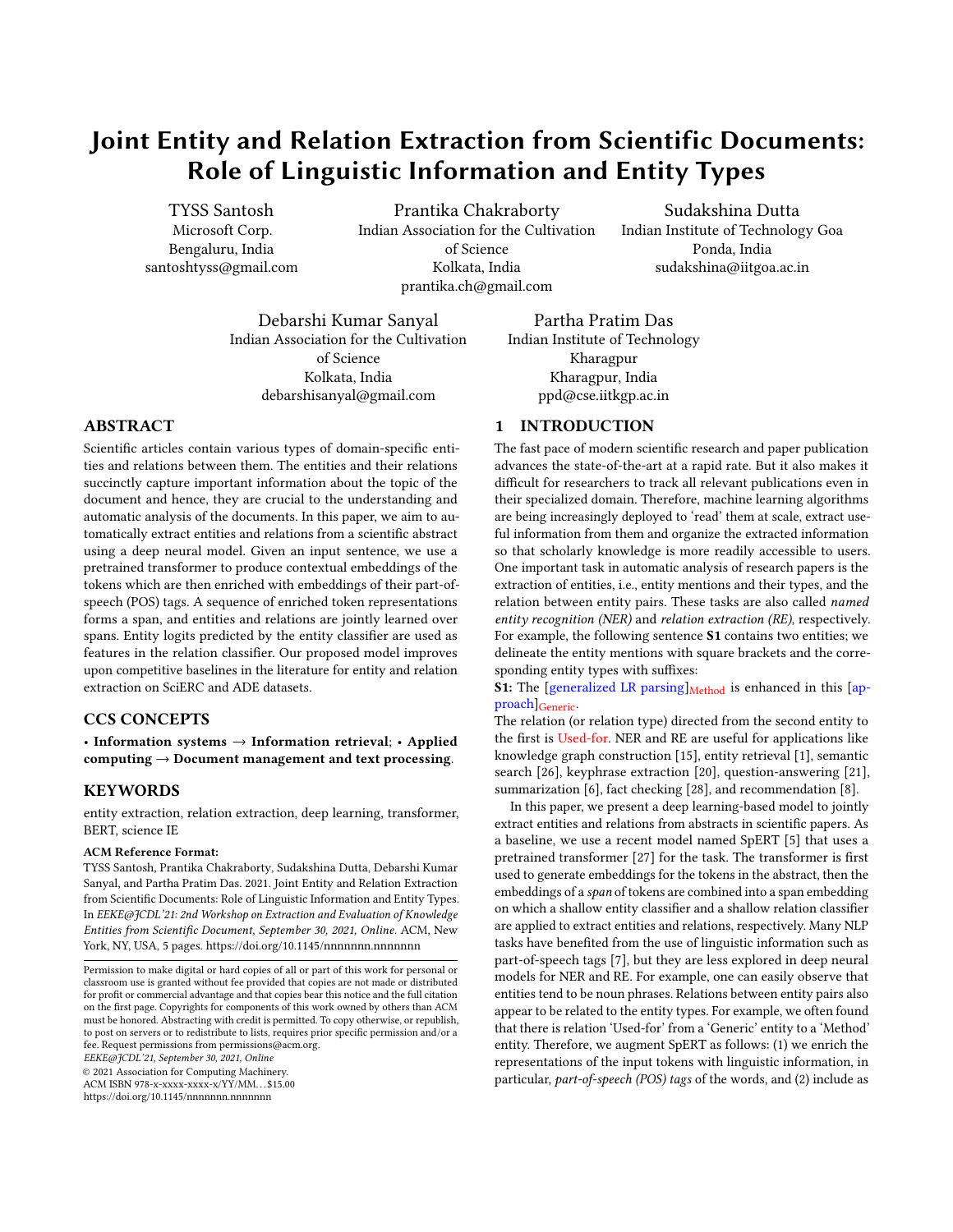# Joint Entity and Relation Extraction from Scientific Documents: Role of Linguistic Information and Entity Types

TYSS Santosh
Microsoft Corp.
Bengaluru, India
santoshtyss@gmail.com

Prantika Chakraborty
Indian Association for the Cultivation of Science
Kolkata, India
prantika.ch@gmail.com

Sudakshina Dutta
Indian Institute of Technology Goa
Ponda, India
sudakshina@iitgoa.ac.in

Debarshi Kumar Sanyal
Indian Association for the Cultivation of Science
Kolkata, India
debarshisanyal@gmail.com

Partha Pratim Das
Indian Institute of Technology Kharagpur
Kharagpur, India
ppd@cse.iitkgp.ac.in

## ABSTRACT

Scientific articles contain various types of domain-specific entities and relations between them. The entities and their relations succinctly capture important information about the topic of the document and hence, they are crucial to the understanding and automatic analysis of the documents. In this paper, we aim to automatically extract entities and relations from a scientific abstract using a deep neural model. Given an input sentence, we use a pretrained transformer to produce contextual embeddings of the tokens which are then enriched with embeddings of their part-of-speech (POS) tags. A sequence of enriched token representations forms a span, and entities and relations are jointly learned over spans. Entity logits predicted by the entity classifier are used as features in the relation classifier. Our proposed model improves upon competitive baselines in the literature for entity and relation extraction on SciERC and ADE datasets.

## CCS CONCEPTS

• **Information systems** → **Information retrieval**; • **Applied computing** → **Document management and text processing**.

## KEYWORDS

entity extraction, relation extraction, deep learning, transformer, BERT, science IE

**ACM Reference Format:**

TYSS Santosh, Prantika Chakraborty, Sudakshina Dutta, Debarshi Kumar Sanyal, and Partha Pratim Das. 2021. Joint Entity and Relation Extraction from Scientific Documents: Role of Linguistic Information and Entity Types. In *EEKE@JCDL'21: 2nd Workshop on Extraction and Evaluation of Knowledge Entities from Scientific Document, September 30, 2021, Online.* ACM, New York, NY, USA, 5 pages. https://doi.org/10.1145/nnnnnnn.nnnnnnn

Permission to make digital or hard copies of all or part of this work for personal or classroom use is granted without fee provided that copies are not made or distributed for profit or commercial advantage and that copies bear this notice and the full citation on the first page. Copyrights for components of this work owned by others than ACM must be honored. Abstracting with credit is permitted. To copy otherwise, or republish, to post on servers or to redistribute to lists, requires prior specific permission and/or a fee. Request permissions from permissions@acm.org.
*EEKE@JCDL'21, September 30, 2021, Online*
© 2021 Association for Computing Machinery.
ACM ISBN 978-x-xxxx-xxxx-x/YY/MM…$15.00
https://doi.org/10.1145/nnnnnnn.nnnnnnn

## 1 INTRODUCTION

The fast pace of modern scientific research and paper publication advances the state-of-the-art at a rapid rate. But it also makes it difficult for researchers to track all relevant publications even in their specialized domain. Therefore, machine learning algorithms are being increasingly deployed to 'read' them at scale, extract useful information from them and organize the extracted information so that scholarly knowledge is more readily accessible to users. One important task in automatic analysis of research papers is the extraction of entities, i.e., entity mentions and their types, and the relation between entity pairs. These tasks are also called *named entity recognition (NER)* and *relation extraction (RE)*, respectively. For example, the following sentence **S1** contains two entities; we delineate the entity mentions with square brackets and the corresponding entity types with suffixes:

**S1:** The [generalized LR parsing]$_{\text{Method}}$ is enhanced in this [approach]$_{\text{Generic}}$.

The relation (or relation type) directed from the second entity to the first is Used-for. NER and RE are useful for applications like knowledge graph construction [15], entity retrieval [1], semantic search [26], keyphrase extraction [20], question-answering [21], summarization [6], fact checking [28], and recommendation [8].

In this paper, we present a deep learning-based model to jointly extract entities and relations from abstracts in scientific papers. As a baseline, we use a recent model named SpERT [5] that uses a pretrained transformer [27] for the task. The transformer is first used to generate embeddings for the tokens in the abstract, then the embeddings of a *span* of tokens are combined into a span embedding on which a shallow entity classifier and a shallow relation classifier are applied to extract entities and relations, respectively. Many NLP tasks have benefited from the use of linguistic information such as part-of-speech tags [7], but they are less explored in deep neural models for NER and RE. For example, one can easily observe that entities tend to be noun phrases. Relations between entity pairs also appear to be related to the entity types. For example, we often found that there is relation 'Used-for' from a 'Generic' entity to a 'Method' entity. Therefore, we augment SpERT as follows: (1) we enrich the representations of the input tokens with linguistic information, in particular, *part-of-speech (POS) tags* of the words, and (2) include as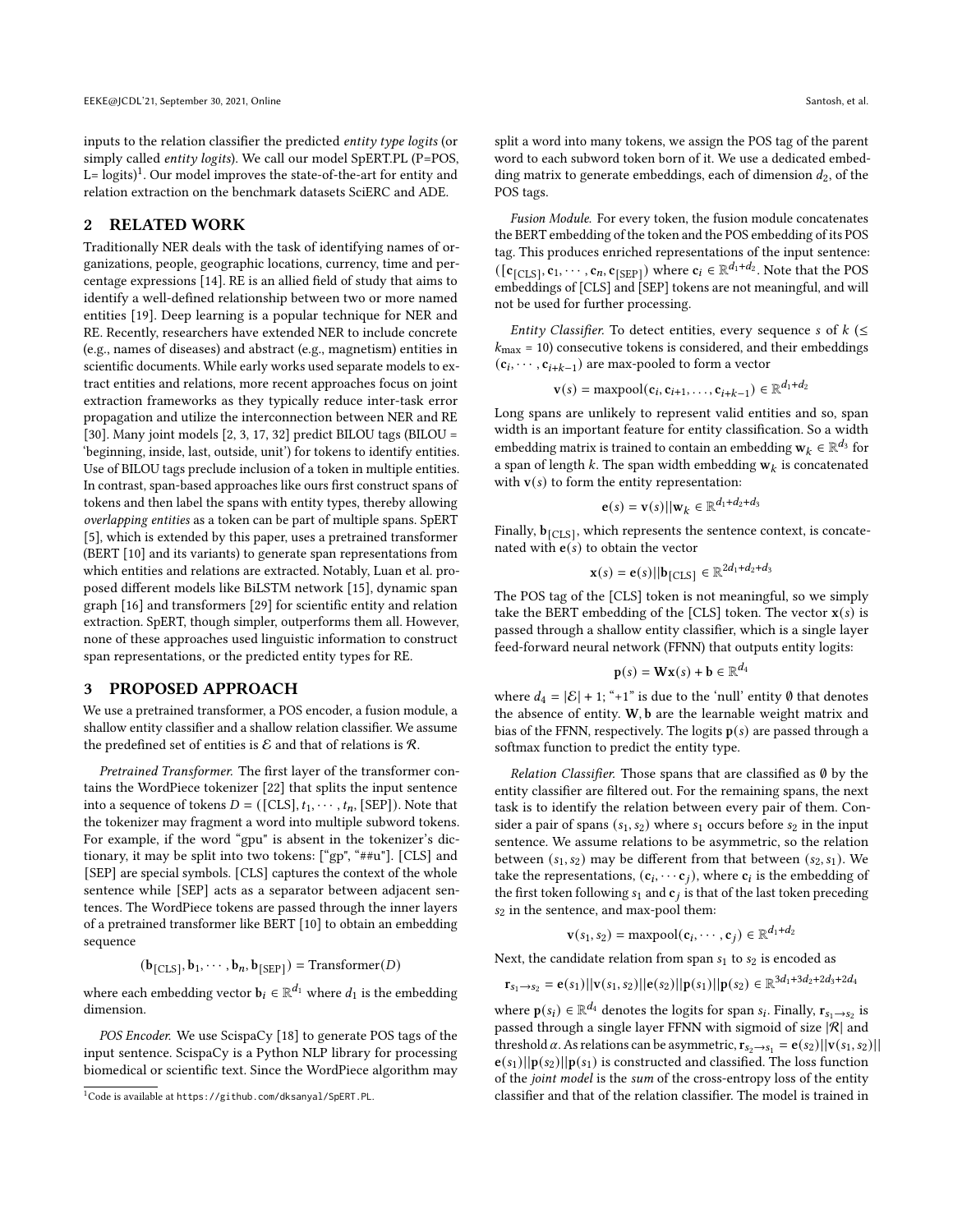inputs to the relation classifier the predicted *entity type logits* (or simply called *entity logits*). We call our model SpERT.PL (P=POS, L= logits)[1]. Our model improves the state-of-the-art for entity and relation extraction on the benchmark datasets SciERC and ADE.

## 2 RELATED WORK

Traditionally NER deals with the task of identifying names of organizations, people, geographic locations, currency, time and percentage expressions [14]. RE is an allied field of study that aims to identify a well-defined relationship between two or more named entities [19]. Deep learning is a popular technique for NER and RE. Recently, researchers have extended NER to include concrete (e.g., names of diseases) and abstract (e.g., magnetism) entities in scientific documents. While early works used separate models to extract entities and relations, more recent approaches focus on joint extraction frameworks as they typically reduce inter-task error propagation and utilize the interconnection between NER and RE [30]. Many joint models [2, 3, 17, 32] predict BILOU tags (BILOU = 'beginning, inside, last, outside, unit') for tokens to identify entities. Use of BILOU tags preclude inclusion of a token in multiple entities. In contrast, span-based approaches like ours first construct spans of tokens and then label the spans with entity types, thereby allowing *overlapping entities* as a token can be part of multiple spans. SpERT [5], which is extended by this paper, uses a pretrained transformer (BERT [10] and its variants) to generate span representations from which entities and relations are extracted. Notably, Luan et al. proposed different models like BiLSTM network [15], dynamic span graph [16] and transformers [29] for scientific entity and relation extraction. SpERT, though simpler, outperforms them all. However, none of these approaches used linguistic information to construct span representations, or the predicted entity types for RE.

## 3 PROPOSED APPROACH

We use a pretrained transformer, a POS encoder, a fusion module, a shallow entity classifier and a shallow relation classifier. We assume the predefined set of entities is $\mathcal{E}$ and that of relations is $\mathcal{R}$.

*Pretrained Transformer.* The first layer of the transformer contains the WordPiece tokenizer [22] that splits the input sentence into a sequence of tokens $D = ([\text{CLS}], t_1, \cdots, t_n, [\text{SEP}])$. Note that the tokenizer may fragment a word into multiple subword tokens. For example, if the word "gpu" is absent in the tokenizer's dictionary, it may be split into two tokens: ["gp", "##u"]. [CLS] and [SEP] are special symbols. [CLS] captures the context of the whole sentence while [SEP] acts as a separator between adjacent sentences. The WordPiece tokens are passed through the inner layers of a pretrained transformer like BERT [10] to obtain an embedding sequence

$$(\mathbf{b}_{[\text{CLS}]}, \mathbf{b}_1, \cdots, \mathbf{b}_n, \mathbf{b}_{[\text{SEP}]}) = \text{Transformer}(D)$$

where each embedding vector $\mathbf{b}_i \in \mathbb{R}^{d_1}$ where $d_1$ is the embedding dimension.

*POS Encoder.* We use ScispaCy [18] to generate POS tags of the input sentence. ScispaCy is a Python NLP library for processing biomedical or scientific text. Since the WordPiece algorithm may split a word into many tokens, we assign the POS tag of the parent word to each subword token born of it. We use a dedicated embedding matrix to generate embeddings, each of dimension $d_2$, of the POS tags.

*Fusion Module.* For every token, the fusion module concatenates the BERT embedding of the token and the POS embedding of its POS tag. This produces enriched representations of the input sentence: $([\mathbf{c}_{[\text{CLS}]}, \mathbf{c}_1, \cdots, \mathbf{c}_n, \mathbf{c}_{[\text{SEP}]})$ where $\mathbf{c}_i \in \mathbb{R}^{d_1+d_2}$. Note that the POS embeddings of [CLS] and [SEP] tokens are not meaningful, and will not be used for further processing.

*Entity Classifier.* To detect entities, every sequence $s$ of $k$ ($\leq k_{\max} = 10$) consecutive tokens is considered, and their embeddings $(\mathbf{c}_i, \cdots, \mathbf{c}_{i+k-1})$ are max-pooled to form a vector

$$\mathbf{v}(s) = \text{maxpool}(\mathbf{c}_i, \mathbf{c}_{i+1}, \ldots, \mathbf{c}_{i+k-1}) \in \mathbb{R}^{d_1+d_2}$$

Long spans are unlikely to represent valid entities and so, span width is an important feature for entity classification. So a width embedding matrix is trained to contain an embedding $\mathbf{w}_k \in \mathbb{R}^{d_3}$ for a span of length $k$. The span width embedding $\mathbf{w}_k$ is concatenated with $\mathbf{v}(s)$ to form the entity representation:

$$\mathbf{e}(s) = \mathbf{v}(s) || \mathbf{w}_k \in \mathbb{R}^{d_1+d_2+d_3}$$

Finally, $\mathbf{b}_{[\text{CLS}]}$, which represents the sentence context, is concatenated with $\mathbf{e}(s)$ to obtain the vector

$$\mathbf{x}(s) = \mathbf{e}(s) || \mathbf{b}_{[\text{CLS}]} \in \mathbb{R}^{2d_1+d_2+d_3}$$

The POS tag of the [CLS] token is not meaningful, so we simply take the BERT embedding of the [CLS] token. The vector $\mathbf{x}(s)$ is passed through a shallow entity classifier, which is a single layer feed-forward neural network (FFNN) that outputs entity logits:

$$\mathbf{p}(s) = \mathbf{W}\mathbf{x}(s) + \mathbf{b} \in \mathbb{R}^{d_4}$$

where $d_4 = |\mathcal{E}| + 1$; "+1" is due to the 'null' entity $\emptyset$ that denotes the absence of entity. $\mathbf{W}, \mathbf{b}$ are the learnable weight matrix and bias of the FFNN, respectively. The logits $\mathbf{p}(s)$ are passed through a softmax function to predict the entity type.

*Relation Classifier.* Those spans that are classified as $\emptyset$ by the entity classifier are filtered out. For the remaining spans, the next task is to identify the relation between every pair of them. Consider a pair of spans $(s_1, s_2)$ where $s_1$ occurs before $s_2$ in the input sentence. We assume relations to be asymmetric, so the relation between $(s_1, s_2)$ may be different from that between $(s_2, s_1)$. We take the representations, $(\mathbf{c}_i, \cdots \mathbf{c}_j)$, where $\mathbf{c}_i$ is the embedding of the first token following $s_1$ and $\mathbf{c}_j$ is that of the last token preceding $s_2$ in the sentence, and max-pool them:

$$\mathbf{v}(s_1, s_2) = \text{maxpool}(\mathbf{c}_i, \cdots, \mathbf{c}_j) \in \mathbb{R}^{d_1+d_2}$$

Next, the candidate relation from span $s_1$ to $s_2$ is encoded as

$$\mathbf{r}_{s_1 \to s_2} = \mathbf{e}(s_1) || \mathbf{v}(s_1, s_2) || \mathbf{e}(s_2) || \mathbf{p}(s_1) || \mathbf{p}(s_2) \in \mathbb{R}^{3d_1+3d_2+2d_3+2d_4}$$

where $\mathbf{p}(s_i) \in \mathbb{R}^{d_4}$ denotes the logits for span $s_i$. Finally, $\mathbf{r}_{s_1 \to s_2}$ is passed through a single layer FFNN with sigmoid of size $|\mathcal{R}|$ and threshold $\alpha$. As relations can be asymmetric, $\mathbf{r}_{s_2 \to s_1} = \mathbf{e}(s_2) || \mathbf{v}(s_1, s_2) || \mathbf{e}(s_1) || \mathbf{p}(s_2) || \mathbf{p}(s_1)$ is constructed and classified. The loss function of the *joint model* is the *sum* of the cross-entropy loss of the entity classifier and that of the relation classifier. The model is trained in

[1] Code is available at https://github.com/dksanyal/SpERT.PL.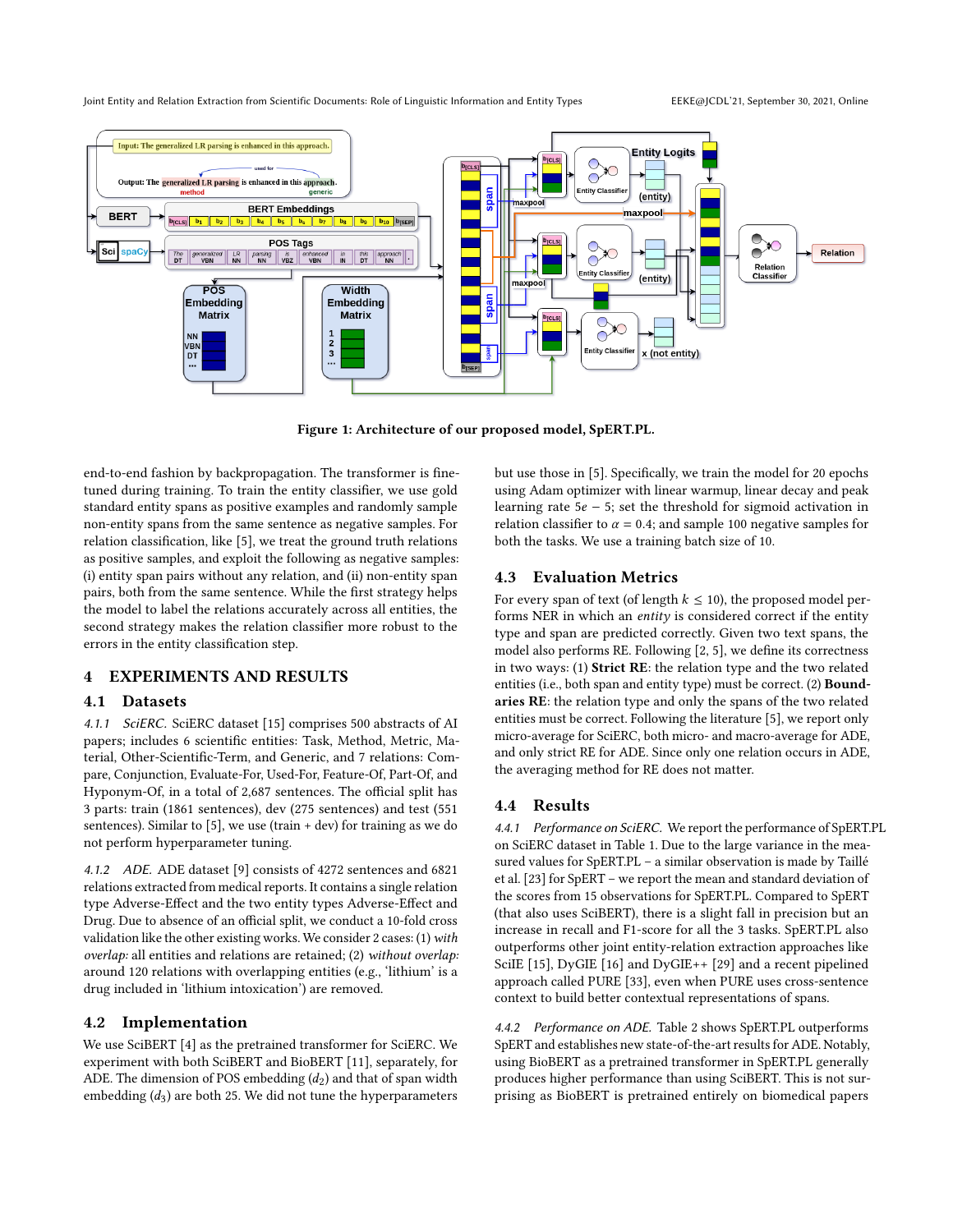Figure 1: Architecture of our proposed model, SpERT.PL.

end-to-end fashion by backpropagation. The transformer is fine-tuned during training. To train the entity classifier, we use gold standard entity spans as positive examples and randomly sample non-entity spans from the same sentence as negative samples. For relation classification, like [5], we treat the ground truth relations as positive samples, and exploit the following as negative samples: (i) entity span pairs without any relation, and (ii) non-entity span pairs, both from the same sentence. While the first strategy helps the model to label the relations accurately across all entities, the second strategy makes the relation classifier more robust to the errors in the entity classification step.

## 4 EXPERIMENTS AND RESULTS

### 4.1 Datasets

*4.1.1 SciERC.* SciERC dataset [15] comprises 500 abstracts of AI papers; includes 6 scientific entities: Task, Method, Metric, Material, Other-Scientific-Term, and Generic, and 7 relations: Compare, Conjunction, Evaluate-For, Used-For, Feature-Of, Part-Of, and Hyponym-Of, in a total of 2,687 sentences. The official split has 3 parts: train (1861 sentences), dev (275 sentences) and test (551 sentences). Similar to [5], we use (train + dev) for training as we do not perform hyperparameter tuning.

*4.1.2 ADE.* ADE dataset [9] consists of 4272 sentences and 6821 relations extracted from medical reports. It contains a single relation type Adverse-Effect and the two entity types Adverse-Effect and Drug. Due to absence of an official split, we conduct a 10-fold cross validation like the other existing works. We consider 2 cases: (1) *with overlap:* all entities and relations are retained; (2) *without overlap:* around 120 relations with overlapping entities (e.g., 'lithium' is a drug included in 'lithium intoxication') are removed.

### 4.2 Implementation

We use SciBERT [4] as the pretrained transformer for SciERC. We experiment with both SciBERT and BioBERT [11], separately, for ADE. The dimension of POS embedding ($d_2$) and that of span width embedding ($d_3$) are both 25. We did not tune the hyperparameters but use those in [5]. Specifically, we train the model for 20 epochs using Adam optimizer with linear warmup, linear decay and peak learning rate $5e-5$; set the threshold for sigmoid activation in relation classifier to $\alpha = 0.4$; and sample 100 negative samples for both the tasks. We use a training batch size of 10.

### 4.3 Evaluation Metrics

For every span of text (of length $k \leq 10$), the proposed model performs NER in which an *entity* is considered correct if the entity type and span are predicted correctly. Given two text spans, the model also performs RE. Following [2, 5], we define its correctness in two ways: (1) **Strict RE**: the relation type and the two related entities (i.e., both span and entity type) must be correct. (2) **Boundaries RE**: the relation type and only the spans of the two related entities must be correct. Following the literature [5], we report only micro-average for SciERC, both micro- and macro-average for ADE, and only strict RE for ADE. Since only one relation occurs in ADE, the averaging method for RE does not matter.

### 4.4 Results

*4.4.1 Performance on SciERC.* We report the performance of SpERT.PL on SciERC dataset in Table 1. Due to the large variance in the measured values for SpERT.PL – a similar observation is made by Taillé et al. [23] for SpERT – we report the mean and standard deviation of the scores from 15 observations for SpERT.PL. Compared to SpERT (that also uses SciBERT), there is a slight fall in precision but an increase in recall and F1-score for all the 3 tasks. SpERT.PL also outperforms other joint entity-relation extraction approaches like SciIE [15], DyGIE [16] and DyGIE++ [29] and a recent pipelined approach called PURE [33], even when PURE uses cross-sentence context to build better contextual representations of spans.

*4.4.2 Performance on ADE.* Table 2 shows SpERT.PL outperforms SpERT and establishes new state-of-the-art results for ADE. Notably, using BioBERT as a pretrained transformer in SpERT.PL generally produces higher performance than using SciBERT. This is not surprising as BioBERT is pretrained entirely on biomedical papers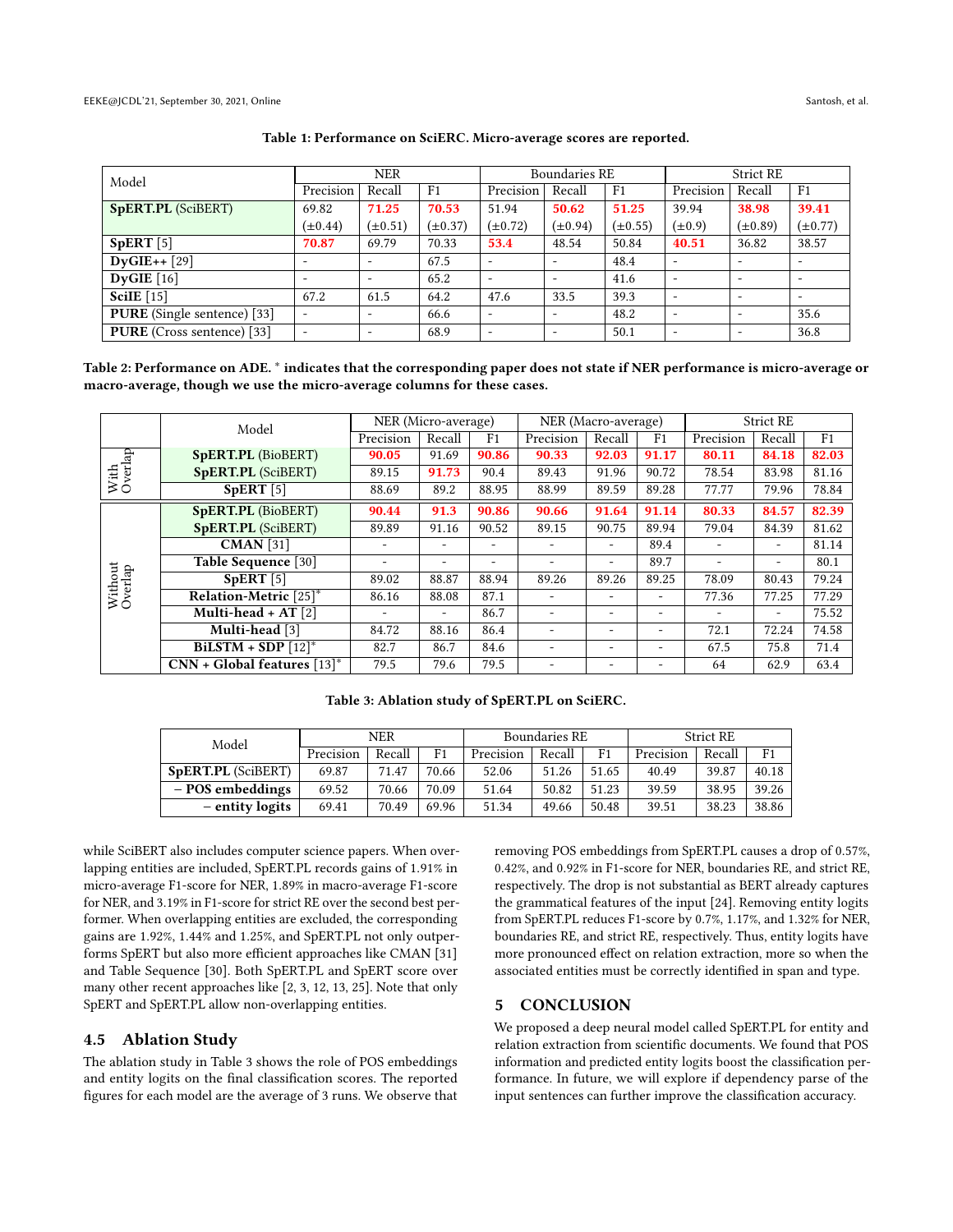**Table 1: Performance on SciERC. Micro-average scores are reported.**

| Model | NER | | | Boundaries RE | | | Strict RE | | |
|---|---|---|---|---|---|---|---|---|---|
| | Precision | Recall | F1 | Precision | Recall | F1 | Precision | Recall | F1 |
| **SpERT.PL** (SciBERT) | 69.82 (±0.44) | **71.25** (±0.51) | **70.53** (±0.37) | 51.94 (±0.72) | **50.62** (±0.94) | **51.25** (±0.55) | 39.94 (±0.9) | **38.98** (±0.89) | **39.41** (±0.77) |
| **SpERT** [5] | **70.87** | 69.79 | 70.33 | **53.4** | 48.54 | 50.84 | **40.51** | 36.82 | 38.57 |
| **DyGIE++** [29] | - | - | 67.5 | - | - | 48.4 | - | - | - |
| **DyGIE** [16] | - | - | 65.2 | - | - | 41.6 | - | - | - |
| **SciIE** [15] | 67.2 | 61.5 | 64.2 | 47.6 | 33.5 | 39.3 | - | - | - |
| **PURE** (Single sentence) [33] | - | - | 66.6 | - | - | 48.2 | - | - | 35.6 |
| **PURE** (Cross sentence) [33] | - | - | 68.9 | - | - | 50.1 | - | - | 36.8 |

**Table 2: Performance on ADE.** * **indicates that the corresponding paper does not state if NER performance is micro-average or macro-average, though we use the micro-average columns for these cases.**

| | Model | NER (Micro-average) | | | NER (Macro-average) | | | Strict RE | | |
|---|---|---|---|---|---|---|---|---|---|---|
| | | Precision | Recall | F1 | Precision | Recall | F1 | Precision | Recall | F1 |
| With Overlap | **SpERT.PL** (BioBERT) | **90.05** | 91.69 | **90.86** | **90.33** | **92.03** | **91.17** | **80.11** | **84.18** | **82.03** |
| | **SpERT.PL** (SciBERT) | 89.15 | **91.73** | 90.4 | 89.43 | 91.96 | 90.72 | 78.54 | 83.98 | 81.16 |
| | **SpERT** [5] | 88.69 | 89.2 | 88.95 | 88.99 | 89.59 | 89.28 | 77.77 | 79.96 | 78.84 |
| Without Overlap | **SpERT.PL** (BioBERT) | **90.44** | **91.3** | **90.86** | **90.66** | **91.64** | **91.14** | **80.33** | **84.57** | **82.39** |
| | **SpERT.PL** (SciBERT) | 89.89 | 91.16 | 90.52 | 89.15 | 90.75 | 89.94 | 79.04 | 84.39 | 81.62 |
| | **CMAN** [31] | - | - | - | - | - | 89.4 | - | - | 81.14 |
| | **Table Sequence** [30] | - | - | - | - | - | 89.7 | - | - | 80.1 |
| | **SpERT** [5] | 89.02 | 88.87 | 88.94 | 89.26 | 89.26 | 89.25 | 78.09 | 80.43 | 79.24 |
| | **Relation-Metric** [25]* | 86.16 | 88.08 | 87.1 | - | - | - | 77.36 | 77.25 | 77.29 |
| | **Multi-head + AT** [2] | - | - | 86.7 | - | - | - | - | - | 75.52 |
| | **Multi-head** [3] | 84.72 | 88.16 | 86.4 | - | - | - | 72.1 | 72.24 | 74.58 |
| | **BiLSTM + SDP** [12]* | 82.7 | 86.7 | 84.6 | - | - | - | 67.5 | 75.8 | 71.4 |
| | **CNN + Global features** [13]* | 79.5 | 79.6 | 79.5 | - | - | - | 64 | 62.9 | 63.4 |

**Table 3: Ablation study of SpERT.PL on SciERC.**

| Model | NER | | | Boundaries RE | | | Strict RE | | |
|---|---|---|---|---|---|---|---|---|---|
| | Precision | Recall | F1 | Precision | Recall | F1 | Precision | Recall | F1 |
| **SpERT.PL** (SciBERT) | 69.87 | 71.47 | 70.66 | 52.06 | 51.26 | 51.65 | 40.49 | 39.87 | 40.18 |
| **– POS embeddings** | 69.52 | 70.66 | 70.09 | 51.64 | 50.82 | 51.23 | 39.59 | 38.95 | 39.26 |
| **– entity logits** | 69.41 | 70.49 | 69.96 | 51.34 | 49.66 | 50.48 | 39.51 | 38.23 | 38.86 |

while SciBERT also includes computer science papers. When overlapping entities are included, SpERT.PL records gains of 1.91% in micro-average F1-score for NER, 1.89% in macro-average F1-score for NER, and 3.19% in F1-score for strict RE over the second best performer. When overlapping entities are excluded, the corresponding gains are 1.92%, 1.44% and 1.25%, and SpERT.PL not only outperforms SpERT but also more efficient approaches like CMAN [31] and Table Sequence [30]. Both SpERT.PL and SpERT score over many other recent approaches like [2, 3, 12, 13, 25]. Note that only SpERT and SpERT.PL allow non-overlapping entities.

## 4.5 Ablation Study

The ablation study in Table 3 shows the role of POS embeddings and entity logits on the final classification scores. The reported figures for each model are the average of 3 runs. We observe that removing POS embeddings from SpERT.PL causes a drop of 0.57%, 0.42%, and 0.92% in F1-score for NER, boundaries RE, and strict RE, respectively. The drop is not substantial as BERT already captures the grammatical features of the input [24]. Removing entity logits from SpERT.PL reduces F1-score by 0.7%, 1.17%, and 1.32% for NER, boundaries RE, and strict RE, respectively. Thus, entity logits have more pronounced effect on relation extraction, more so when the associated entities must be correctly identified in span and type.

# 5 CONCLUSION

We proposed a deep neural model called SpERT.PL for entity and relation extraction from scientific documents. We found that POS information and predicted entity logits boost the classification performance. In future, we will explore if dependency parse of the input sentences can further improve the classification accuracy.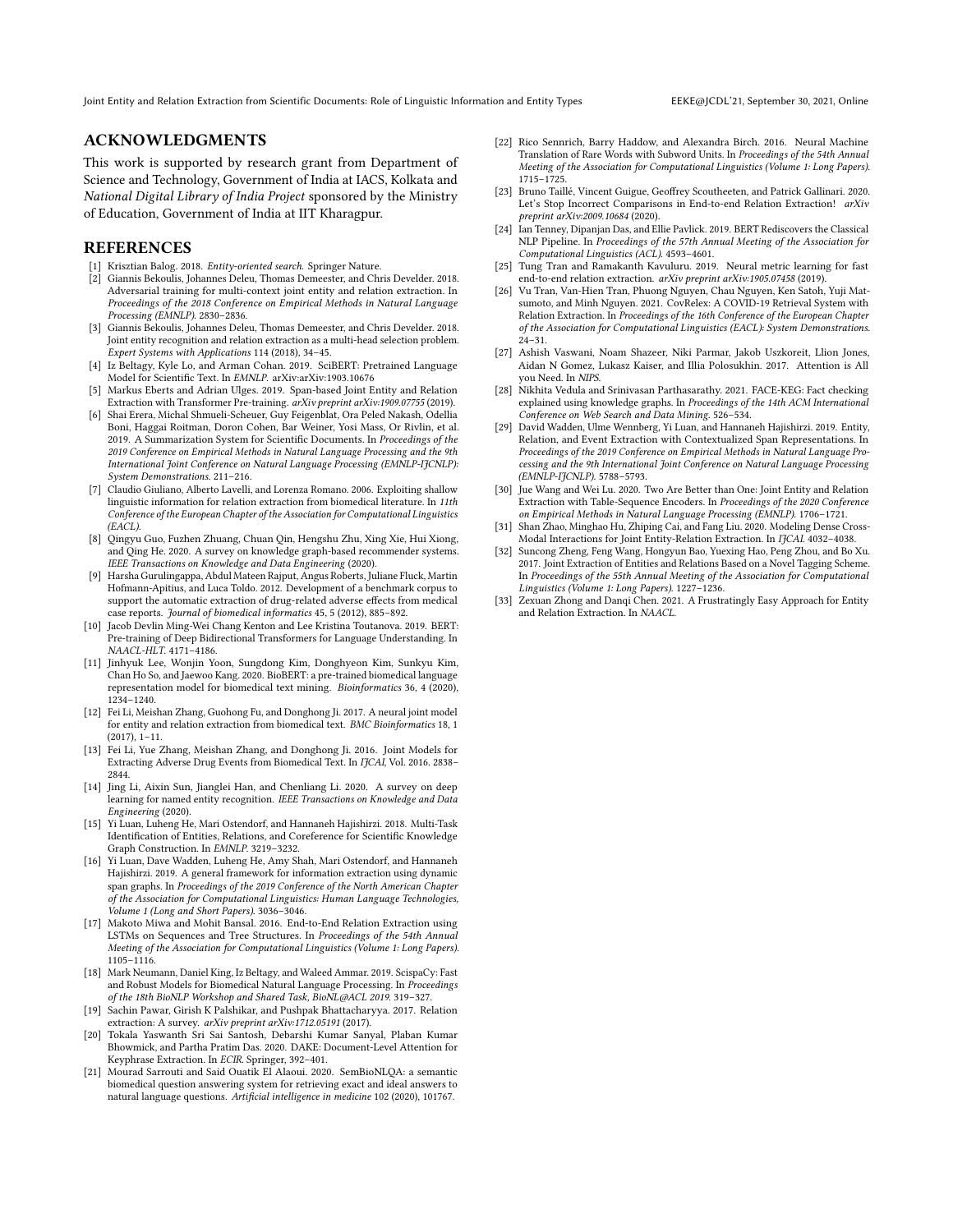## ACKNOWLEDGMENTS

This work is supported by research grant from Department of Science and Technology, Government of India at IACS, Kolkata and *National Digital Library of India Project* sponsored by the Ministry of Education, Government of India at IIT Kharagpur.

## REFERENCES

[1] Krisztian Balog. 2018. *Entity-oriented search*. Springer Nature.

[2] Giannis Bekoulis, Johannes Deleu, Thomas Demeester, and Chris Develder. 2018. Adversarial training for multi-context joint entity and relation extraction. In *Proceedings of the 2018 Conference on Empirical Methods in Natural Language Processing (EMNLP)*. 2830–2836.

[3] Giannis Bekoulis, Johannes Deleu, Thomas Demeester, and Chris Develder. 2018. Joint entity recognition and relation extraction as a multi-head selection problem. *Expert Systems with Applications* 114 (2018), 34–45.

[4] Iz Beltagy, Kyle Lo, and Arman Cohan. 2019. SciBERT: Pretrained Language Model for Scientific Text. In *EMNLP*. arXiv:arXiv:1903.10676

[5] Markus Eberts and Adrian Ulges. 2019. Span-based Joint Entity and Relation Extraction with Transformer Pre-training. *arXiv preprint arXiv:1909.07755* (2019).

[6] Shai Erera, Michal Shmueli-Scheuer, Guy Feigenblat, Ora Peled Nakash, Odellia Boni, Haggai Roitman, Doron Cohen, Bar Weiner, Yosi Mass, Or Rivlin, et al. 2019. A Summarization System for Scientific Documents. In *Proceedings of the 2019 Conference on Empirical Methods in Natural Language Processing and the 9th International Joint Conference on Natural Language Processing (EMNLP-IJCNLP): System Demonstrations*. 211–216.

[7] Claudio Giuliano, Alberto Lavelli, and Lorenza Romano. 2006. Exploiting shallow linguistic information for relation extraction from biomedical literature. In *11th Conference of the European Chapter of the Association for Computational Linguistics (EACL)*.

[8] Qingyu Guo, Fuzhen Zhuang, Chuan Qin, Hengshu Zhu, Xing Xie, Hui Xiong, and Qing He. 2020. A survey on knowledge graph-based recommender systems. *IEEE Transactions on Knowledge and Data Engineering* (2020).

[9] Harsha Gurulingappa, Abdul Mateen Rajput, Angus Roberts, Juliane Fluck, Martin Hofmann-Apitius, and Luca Toldo. 2012. Development of a benchmark corpus to support the automatic extraction of drug-related adverse effects from medical case reports. *Journal of biomedical informatics* 45, 5 (2012), 885–892.

[10] Jacob Devlin Ming-Wei Chang Kenton and Lee Kristina Toutanova. 2019. BERT: Pre-training of Deep Bidirectional Transformers for Language Understanding. In *NAACL-HLT*. 4171–4186.

[11] Jinhyuk Lee, Wonjin Yoon, Sungdong Kim, Donghyeon Kim, Sunkyu Kim, Chan Ho So, and Jaewoo Kang. 2020. BioBERT: a pre-trained biomedical language representation model for biomedical text mining. *Bioinformatics* 36, 4 (2020), 1234–1240.

[12] Fei Li, Meishan Zhang, Guohong Fu, and Donghong Ji. 2017. A neural joint model for entity and relation extraction from biomedical text. *BMC Bioinformatics* 18, 1 (2017), 1–11.

[13] Fei Li, Yue Zhang, Meishan Zhang, and Donghong Ji. 2016. Joint Models for Extracting Adverse Drug Events from Biomedical Text. In *IJCAI*, Vol. 2016. 2838–2844.

[14] Jing Li, Aixin Sun, Jianglei Han, and Chenliang Li. 2020. A survey on deep learning for named entity recognition. *IEEE Transactions on Knowledge and Data Engineering* (2020).

[15] Yi Luan, Luheng He, Mari Ostendorf, and Hannaneh Hajishirzi. 2018. Multi-Task Identification of Entities, Relations, and Coreference for Scientific Knowledge Graph Construction. In *EMNLP*. 3219–3232.

[16] Yi Luan, Dave Wadden, Luheng He, Amy Shah, Mari Ostendorf, and Hannaneh Hajishirzi. 2019. A general framework for information extraction using dynamic span graphs. In *Proceedings of the 2019 Conference of the North American Chapter of the Association for Computational Linguistics: Human Language Technologies, Volume 1 (Long and Short Papers)*. 3036–3046.

[17] Makoto Miwa and Mohit Bansal. 2016. End-to-End Relation Extraction using LSTMs on Sequences and Tree Structures. In *Proceedings of the 54th Annual Meeting of the Association for Computational Linguistics (Volume 1: Long Papers)*. 1105–1116.

[18] Mark Neumann, Daniel King, Iz Beltagy, and Waleed Ammar. 2019. ScispaCy: Fast and Robust Models for Biomedical Natural Language Processing. In *Proceedings of the 18th BioNLP Workshop and Shared Task, BioNL@ACL 2019*. 319–327.

[19] Sachin Pawar, Girish K Palshikar, and Pushpak Bhattacharyya. 2017. Relation extraction: A survey. *arXiv preprint arXiv:1712.05191* (2017).

[20] Tokala Yaswanth Sri Sai Santosh, Debarshi Kumar Sanyal, Plaban Kumar Bhowmick, and Partha Pratim Das. 2020. DAKE: Document-Level Attention for Keyphrase Extraction. In *ECIR*. Springer, 392–401.

[21] Mourad Sarrouti and Said Ouatik El Alaoui. 2020. SemBioNLQA: a semantic biomedical question answering system for retrieving exact and ideal answers to natural language questions. *Artificial intelligence in medicine* 102 (2020), 101767.

[22] Rico Sennrich, Barry Haddow, and Alexandra Birch. 2016. Neural Machine Translation of Rare Words with Subword Units. In *Proceedings of the 54th Annual Meeting of the Association for Computational Linguistics (Volume 1: Long Papers)*. 1715–1725.

[23] Bruno Taillé, Vincent Guigue, Geoffrey Scoutheeten, and Patrick Gallinari. 2020. Let's Stop Incorrect Comparisons in End-to-end Relation Extraction! *arXiv preprint arXiv:2009.10684* (2020).

[24] Ian Tenney, Dipanjan Das, and Ellie Pavlick. 2019. BERT Rediscovers the Classical NLP Pipeline. In *Proceedings of the 57th Annual Meeting of the Association for Computational Linguistics (ACL)*. 4593–4601.

[25] Tung Tran and Ramakanth Kavuluru. 2019. Neural metric learning for fast end-to-end relation extraction. *arXiv preprint arXiv:1905.07458* (2019).

[26] Vu Tran, Van-Hien Tran, Phuong Nguyen, Chau Nguyen, Ken Satoh, Yuji Matsumoto, and Minh Nguyen. 2021. CovRelex: A COVID-19 Retrieval System with Relation Extraction. In *Proceedings of the 16th Conference of the European Chapter of the Association for Computational Linguistics (EACL): System Demonstrations*. 24–31.

[27] Ashish Vaswani, Noam Shazeer, Niki Parmar, Jakob Uszkoreit, Llion Jones, Aidan N Gomez, Lukasz Kaiser, and Illia Polosukhin. 2017. Attention is All you Need. In *NIPS*.

[28] Nikhita Vedula and Srinivasan Parthasarathy. 2021. FACE-KEG: Fact checking explained using knowledge graphs. In *Proceedings of the 14th ACM International Conference on Web Search and Data Mining*. 526–534.

[29] David Wadden, Ulme Wennberg, Yi Luan, and Hannaneh Hajishirzi. 2019. Entity, Relation, and Event Extraction with Contextualized Span Representations. In *Proceedings of the 2019 Conference on Empirical Methods in Natural Language Processing and the 9th International Joint Conference on Natural Language Processing (EMNLP-IJCNLP)*. 5788–5793.

[30] Jue Wang and Wei Lu. 2020. Two Are Better than One: Joint Entity and Relation Extraction with Table-Sequence Encoders. In *Proceedings of the 2020 Conference on Empirical Methods in Natural Language Processing (EMNLP)*. 1706–1721.

[31] Shan Zhao, Minghao Hu, Zhiping Cai, and Fang Liu. 2020. Modeling Dense Cross-Modal Interactions for Joint Entity-Relation Extraction. In *IJCAI*. 4032–4038.

[32] Suncong Zheng, Feng Wang, Hongyun Bao, Yuexing Hao, Peng Zhou, and Bo Xu. 2017. Joint Extraction of Entities and Relations Based on a Novel Tagging Scheme. In *Proceedings of the 55th Annual Meeting of the Association for Computational Linguistics (Volume 1: Long Papers)*. 1227–1236.

[33] Zexuan Zhong and Danqi Chen. 2021. A Frustratingly Easy Approach for Entity and Relation Extraction. In *NAACL*.